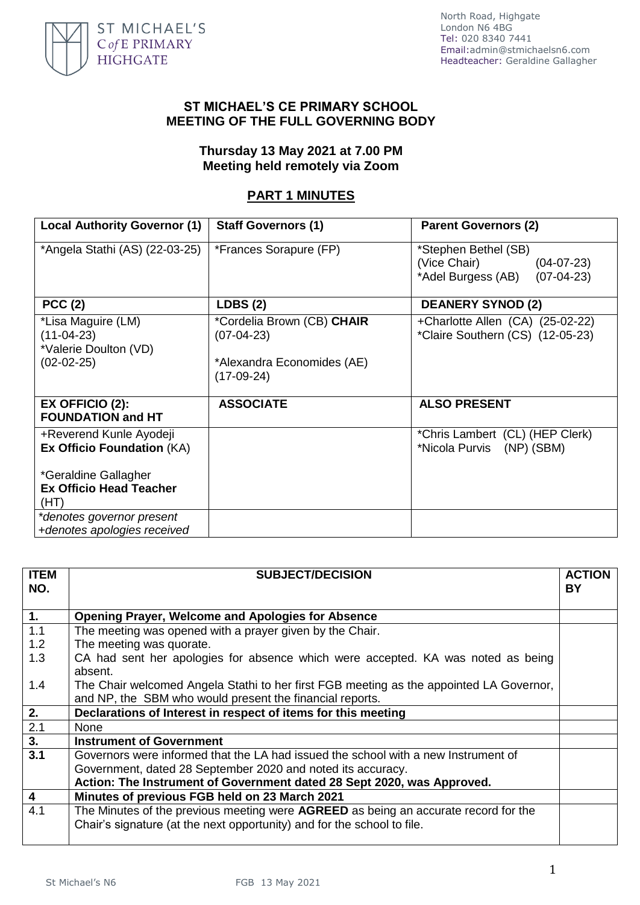ST MICHAEL'S
C of E PRIMARY
HIGHGATE

North Road, Highgate
London N6 4BG
Tel: 020 8340 7441
Email:admin@stmichaelsn6.com
Headteacher: Geraldine Gallagher

## ST MICHAEL'S CE PRIMARY SCHOOL
## MEETING OF THE FULL GOVERNING BODY

**Thursday 13 May 2021 at 7.00 PM**
**Meeting held remotely via Zoom**

## PART 1 MINUTES

| Local Authority Governor (1) | Staff Governors (1) | Parent Governors (2) |
|---|---|---|
| *Angela Stathi (AS) (22-03-25) | *Frances Sorapure (FP) | *Stephen Bethel (SB) (Vice Chair) (04-07-23)<br>*Adel Burgess (AB) (07-04-23) |
| **PCC (2)** | **LDBS (2)** | **DEANERY SYNOD (2)** |
| *Lisa Maguire (LM) (11-04-23)<br>*Valerie Doulton (VD) (02-02-25) | *Cordelia Brown (CB) **CHAIR** (07-04-23)<br><br>*Alexandra Economides (AE) (17-09-24) | +Charlotte Allen (CA) (25-02-22)<br>*Claire Southern (CS) (12-05-23) |
| **EX OFFICIO (2): FOUNDATION and HT** | **ASSOCIATE** | **ALSO PRESENT** |
| +Reverend Kunle Ayodeji **Ex Officio Foundation** (KA)<br><br>*Geraldine Gallagher **Ex Officio Head Teacher** (HT) | | *Chris Lambert (CL) (HEP Clerk)<br>*Nicola Purvis (NP) (SBM) |
| *\*denotes governor present*<br>*+denotes apologies received* | | |

| ITEM NO. | SUBJECT/DECISION | ACTION BY |
|---|---|---|
| **1.** | **Opening Prayer, Welcome and Apologies for Absence** | |
| 1.1 | The meeting was opened with a prayer given by the Chair. | |
| 1.2 | The meeting was quorate. | |
| 1.3 | CA had sent her apologies for absence which were accepted. KA was noted as being absent. | |
| 1.4 | The Chair welcomed Angela Stathi to her first FGB meeting as the appointed LA Governor, and NP, the SBM who would present the financial reports. | |
| **2.** | **Declarations of Interest in respect of items for this meeting** | |
| 2.1 | None | |
| **3.** | **Instrument of Government** | |
| **3.1** | Governors were informed that the LA had issued the school with a new Instrument of Government, dated 28 September 2020 and noted its accuracy.<br>**Action: The Instrument of Government dated 28 Sept 2020, was Approved.** | |
| **4** | **Minutes of previous FGB held on 23 March 2021** | |
| 4.1 | The Minutes of the previous meeting were **AGREED** as being an accurate record for the Chair's signature (at the next opportunity) and for the school to file. | |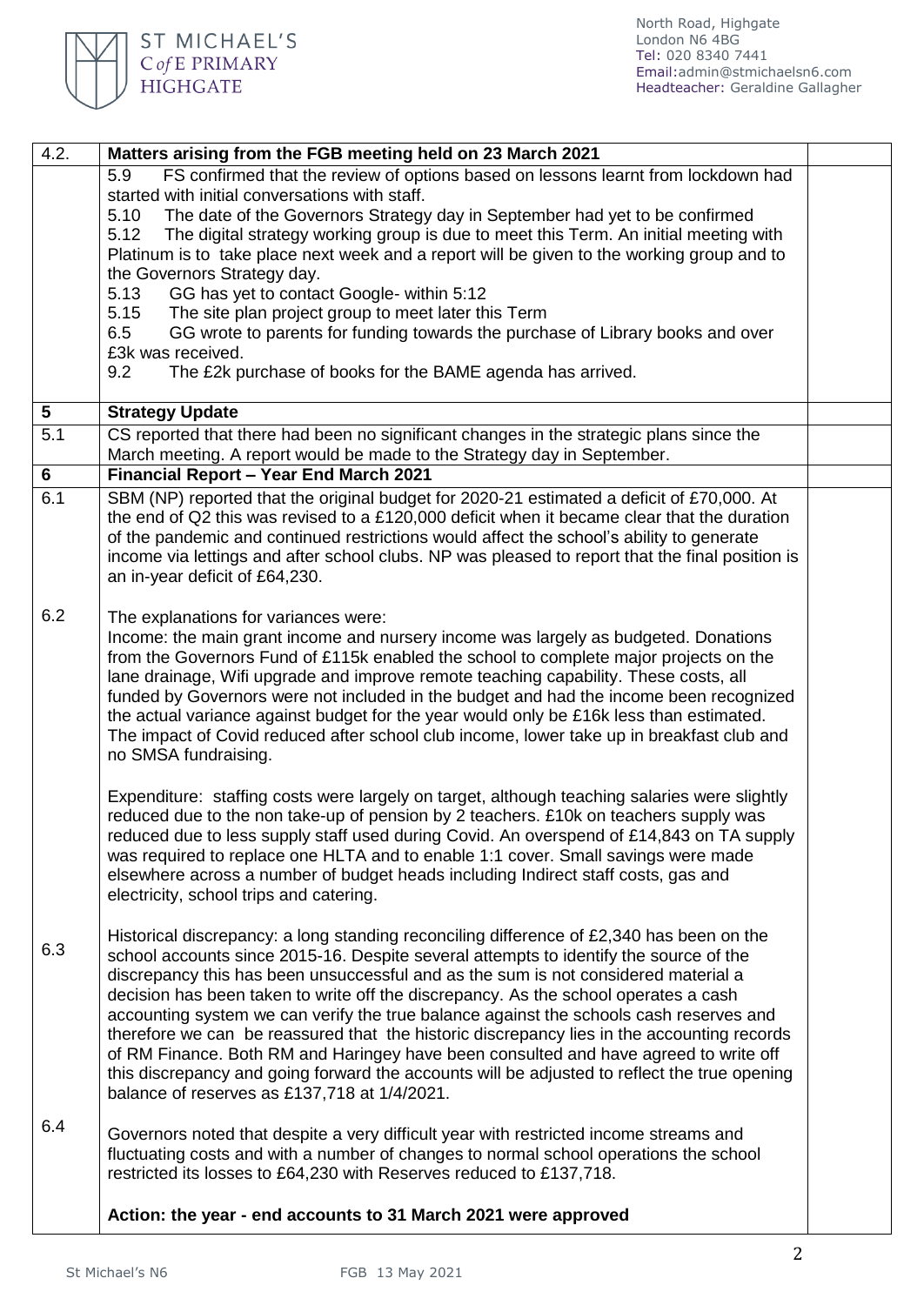| | | |
|---|---|---|
| 4.2. | **Matters arising from the FGB meeting held on 23 March 2021** | |
| | 5.9 FS confirmed that the review of options based on lessons learnt from lockdown had started with initial conversations with staff.<br>5.10 The date of the Governors Strategy day in September had yet to be confirmed<br>5.12 The digital strategy working group is due to meet this Term. An initial meeting with Platinum is to take place next week and a report will be given to the working group and to the Governors Strategy day.<br>5.13 GG has yet to contact Google- within 5:12<br>5.15 The site plan project group to meet later this Term<br>6.5 GG wrote to parents for funding towards the purchase of Library books and over £3k was received.<br>9.2 The £2k purchase of books for the BAME agenda has arrived. | |
| **5** | **Strategy Update** | |
| 5.1 | CS reported that there had been no significant changes in the strategic plans since the March meeting. A report would be made to the Strategy day in September. | |
| **6** | **Financial Report – Year End March 2021** | |
| 6.1 | SBM (NP) reported that the original budget for 2020-21 estimated a deficit of £70,000. At the end of Q2 this was revised to a £120,000 deficit when it became clear that the duration of the pandemic and continued restrictions would affect the school's ability to generate income via lettings and after school clubs. NP was pleased to report that the final position is an in-year deficit of £64,230. | |
| 6.2 | The explanations for variances were:<br>Income: the main grant income and nursery income was largely as budgeted. Donations from the Governors Fund of £115k enabled the school to complete major projects on the lane drainage, Wifi upgrade and improve remote teaching capability. These costs, all funded by Governors were not included in the budget and had the income been recognized the actual variance against budget for the year would only be £16k less than estimated. The impact of Covid reduced after school club income, lower take up in breakfast club and no SMSA fundraising.<br><br>Expenditure: staffing costs were largely on target, although teaching salaries were slightly reduced due to the non take-up of pension by 2 teachers. £10k on teachers supply was reduced due to less supply staff used during Covid. An overspend of £14,843 on TA supply was required to replace one HLTA and to enable 1:1 cover. Small savings were made elsewhere across a number of budget heads including Indirect staff costs, gas and electricity, school trips and catering. | |
| 6.3 | Historical discrepancy: a long standing reconciling difference of £2,340 has been on the school accounts since 2015-16. Despite several attempts to identify the source of the discrepancy this has been unsuccessful and as the sum is not considered material a decision has been taken to write off the discrepancy. As the school operates a cash accounting system we can verify the true balance against the schools cash reserves and therefore we can be reassured that the historic discrepancy lies in the accounting records of RM Finance. Both RM and Haringey have been consulted and have agreed to write off this discrepancy and going forward the accounts will be adjusted to reflect the true opening balance of reserves as £137,718 at 1/4/2021. | |
| 6.4 | Governors noted that despite a very difficult year with restricted income streams and fluctuating costs and with a number of changes to normal school operations the school restricted its losses to £64,230 with Reserves reduced to £137,718.<br><br>**Action: the year - end accounts to 31 March 2021 were approved** | |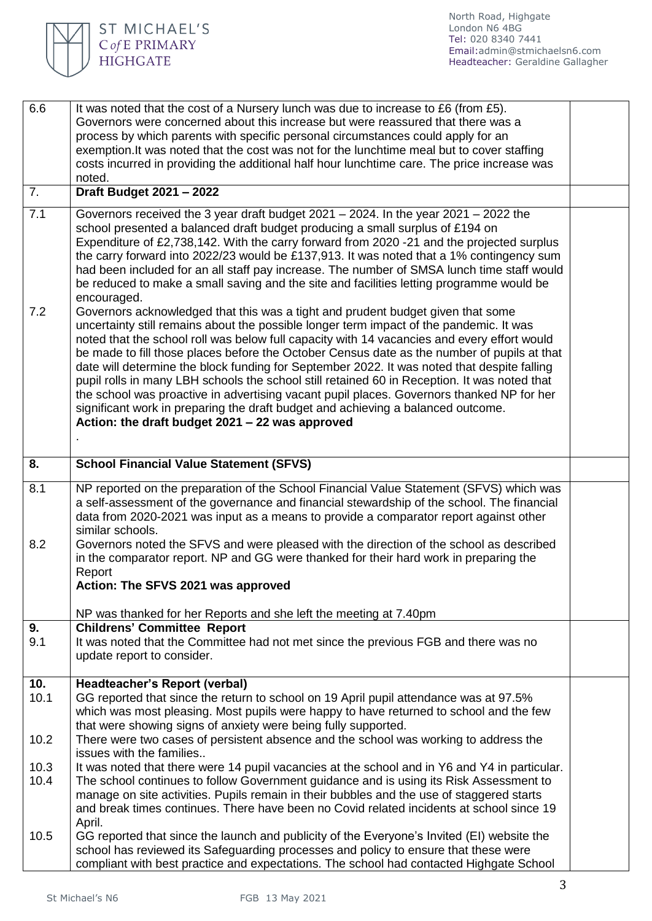| | | |
|---|---|---|
| 6.6 | It was noted that the cost of a Nursery lunch was due to increase to £6 (from £5). Governors were concerned about this increase but were reassured that there was a process by which parents with specific personal circumstances could apply for an exemption.It was noted that the cost was not for the lunchtime meal but to cover staffing costs incurred in providing the additional half hour lunchtime care. The price increase was noted. | |
| 7. | **Draft Budget 2021 – 2022** | |
| 7.1<br><br><br><br><br><br><br>7.2 | Governors received the 3 year draft budget 2021 – 2024. In the year 2021 – 2022 the school presented a balanced draft budget producing a small surplus of £194 on Expenditure of £2,738,142. With the carry forward from 2020 -21 and the projected surplus the carry forward into 2022/23 would be £137,913. It was noted that a 1% contingency sum had been included for an all staff pay increase. The number of SMSA lunch time staff would be reduced to make a small saving and the site and facilities letting programme would be encouraged.<br>Governors acknowledged that this was a tight and prudent budget given that some uncertainty still remains about the possible longer term impact of the pandemic. It was noted that the school roll was below full capacity with 14 vacancies and every effort would be made to fill those places before the October Census date as the number of pupils at that date will determine the block funding for September 2022. It was noted that despite falling pupil rolls in many LBH schools the school still retained 60 in Reception. It was noted that the school was proactive in advertising vacant pupil places. Governors thanked NP for her significant work in preparing the draft budget and achieving a balanced outcome.<br>**Action: the draft budget 2021 – 22 was approved**<br>. | |
| **8.** | **School Financial Value Statement (SFVS)** | |
| 8.1<br><br><br><br>8.2 | NP reported on the preparation of the School Financial Value Statement (SFVS) which was a self-assessment of the governance and financial stewardship of the school. The financial data from 2020-2021 was input as a means to provide a comparator report against other similar schools.<br>Governors noted the SFVS and were pleased with the direction of the school as described in the comparator report. NP and GG were thanked for their hard work in preparing the Report<br>**Action: The SFVS 2021 was approved**<br><br>NP was thanked for her Reports and she left the meeting at 7.40pm | |
| **9.**<br>9.1 | **Childrens' Committee Report**<br>It was noted that the Committee had not met since the previous FGB and there was no update report to consider. | |
| **10.**<br>10.1<br><br><br>10.2<br><br>10.3<br>10.4<br><br><br><br>10.5 | **Headteacher's Report (verbal)**<br>GG reported that since the return to school on 19 April pupil attendance was at 97.5% which was most pleasing. Most pupils were happy to have returned to school and the few that were showing signs of anxiety were being fully supported.<br>There were two cases of persistent absence and the school was working to address the issues with the families..<br>It was noted that there were 14 pupil vacancies at the school and in Y6 and Y4 in particular.<br>The school continues to follow Government guidance and is using its Risk Assessment to manage on site activities. Pupils remain in their bubbles and the use of staggered starts and break times continues. There have been no Covid related incidents at school since 19 April.<br>GG reported that since the launch and publicity of the Everyone's Invited (EI) website the school has reviewed its Safeguarding processes and policy to ensure that these were compliant with best practice and expectations. The school had contacted Highgate School | |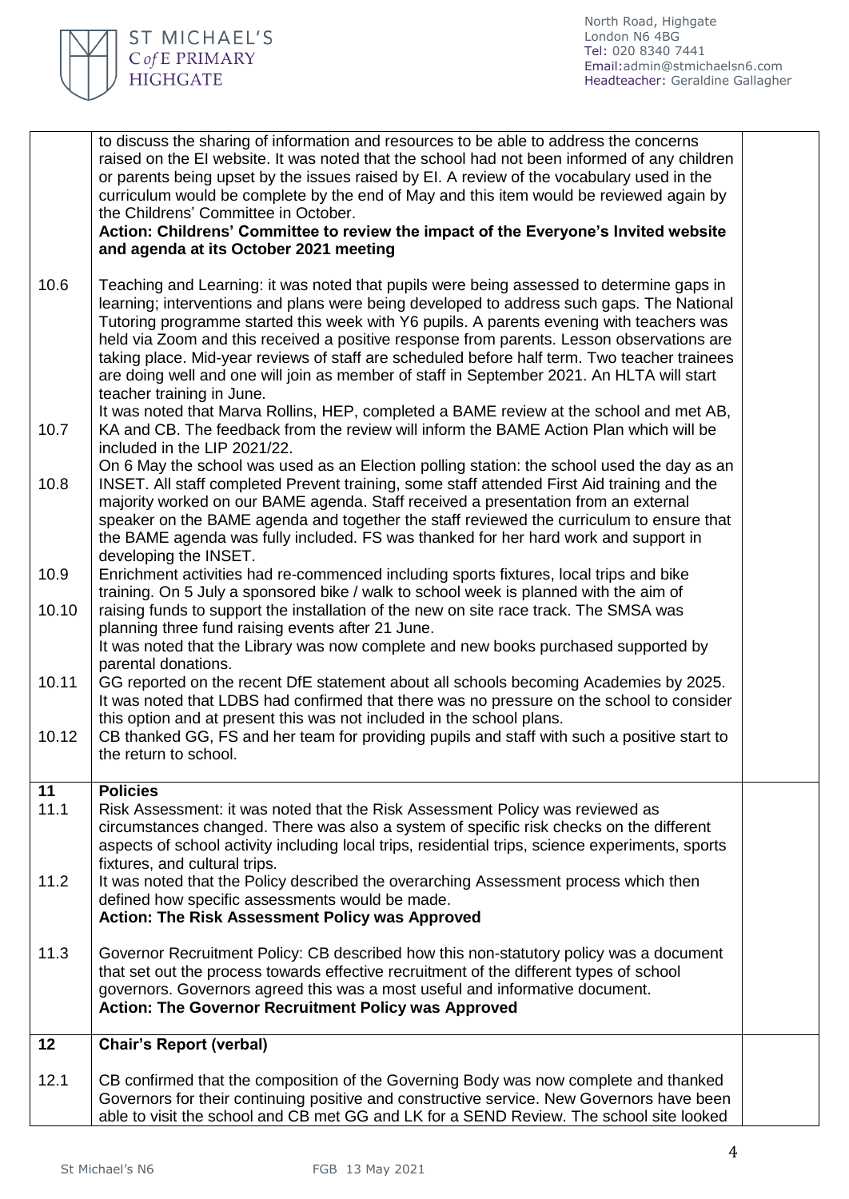| | | |
|---|---|---|
| | to discuss the sharing of information and resources to be able to address the concerns raised on the EI website. It was noted that the school had not been informed of any children or parents being upset by the issues raised by EI. A review of the vocabulary used in the curriculum would be complete by the end of May and this item would be reviewed again by the Childrens' Committee in October.<br>**Action: Childrens' Committee to review the impact of the Everyone's Invited website and agenda at its October 2021 meeting** | |
| 10.6 | Teaching and Learning: it was noted that pupils were being assessed to determine gaps in learning; interventions and plans were being developed to address such gaps. The National Tutoring programme started this week with Y6 pupils. A parents evening with teachers was held via Zoom and this received a positive response from parents. Lesson observations are taking place. Mid-year reviews of staff are scheduled before half term. Two teacher trainees are doing well and one will join as member of staff in September 2021. An HLTA will start teacher training in June. | |
| 10.7 | It was noted that Marva Rollins, HEP, completed a BAME review at the school and met AB, KA and CB. The feedback from the review will inform the BAME Action Plan which will be included in the LIP 2021/22. | |
| 10.8 | On 6 May the school was used as an Election polling station: the school used the day as an INSET. All staff completed Prevent training, some staff attended First Aid training and the majority worked on our BAME agenda. Staff received a presentation from an external speaker on the BAME agenda and together the staff reviewed the curriculum to ensure that the BAME agenda was fully included. FS was thanked for her hard work and support in developing the INSET. | |
| 10.9 | Enrichment activities had re-commenced including sports fixtures, local trips and bike training. On 5 July a sponsored bike / walk to school week is planned with the aim of | |
| 10.10 | raising funds to support the installation of the new on site race track. The SMSA was planning three fund raising events after 21 June.<br>It was noted that the Library was now complete and new books purchased supported by parental donations. | |
| 10.11 | GG reported on the recent DfE statement about all schools becoming Academies by 2025. It was noted that LDBS had confirmed that there was no pressure on the school to consider this option and at present this was not included in the school plans. | |
| 10.12 | CB thanked GG, FS and her team for providing pupils and staff with such a positive start to the return to school. | |
| **11** | **Policies** | |
| 11.1 | Risk Assessment: it was noted that the Risk Assessment Policy was reviewed as circumstances changed. There was also a system of specific risk checks on the different aspects of school activity including local trips, residential trips, science experiments, sports fixtures, and cultural trips. | |
| 11.2 | It was noted that the Policy described the overarching Assessment process which then defined how specific assessments would be made.<br>**Action: The Risk Assessment Policy was Approved** | |
| 11.3 | Governor Recruitment Policy: CB described how this non-statutory policy was a document that set out the process towards effective recruitment of the different types of school governors. Governors agreed this was a most useful and informative document.<br>**Action: The Governor Recruitment Policy was Approved** | |
| **12** | **Chair's Report (verbal)** | |
| 12.1 | CB confirmed that the composition of the Governing Body was now complete and thanked Governors for their continuing positive and constructive service. New Governors have been able to visit the school and CB met GG and LK for a SEND Review. The school site looked | |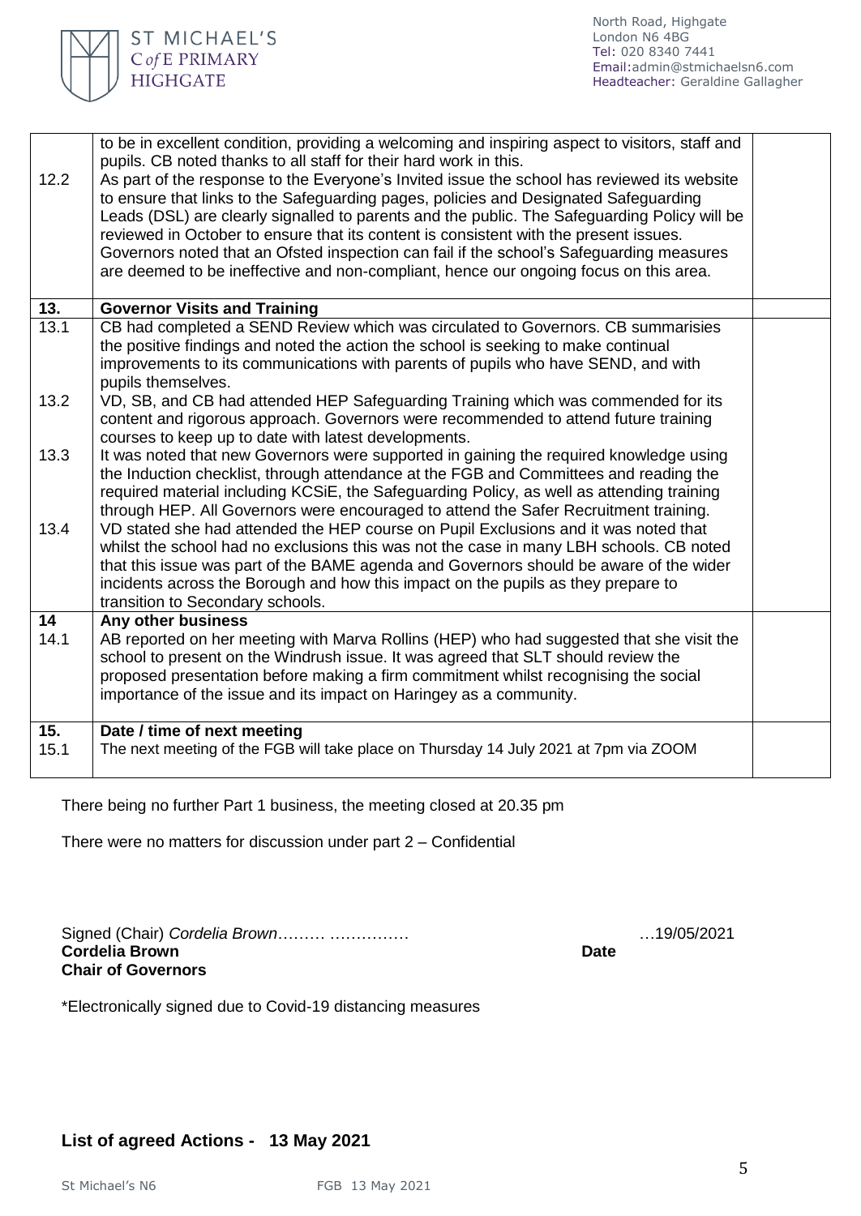| | | |
|---|---|---|
| 12.2 | to be in excellent condition, providing a welcoming and inspiring aspect to visitors, staff and pupils. CB noted thanks to all staff for their hard work in this.<br>As part of the response to the Everyone's Invited issue the school has reviewed its website to ensure that links to the Safeguarding pages, policies and Designated Safeguarding Leads (DSL) are clearly signalled to parents and the public. The Safeguarding Policy will be reviewed in October to ensure that its content is consistent with the present issues. Governors noted that an Ofsted inspection can fail if the school's Safeguarding measures are deemed to be ineffective and non-compliant, hence our ongoing focus on this area. | |
| **13.** | **Governor Visits and Training** | |
| 13.1<br><br><br><br>13.2<br><br><br>13.3<br><br><br><br>13.4 | CB had completed a SEND Review which was circulated to Governors. CB summarisies the positive findings and noted the action the school is seeking to make continual improvements to its communications with parents of pupils who have SEND, and with pupils themselves.<br>VD, SB, and CB had attended HEP Safeguarding Training which was commended for its content and rigorous approach. Governors were recommended to attend future training courses to keep up to date with latest developments.<br>It was noted that new Governors were supported in gaining the required knowledge using the Induction checklist, through attendance at the FGB and Committees and reading the required material including KCSiE, the Safeguarding Policy, as well as attending training through HEP. All Governors were encouraged to attend the Safer Recruitment training.<br>VD stated she had attended the HEP course on Pupil Exclusions and it was noted that whilst the school had no exclusions this was not the case in many LBH schools. CB noted that this issue was part of the BAME agenda and Governors should be aware of the wider incidents across the Borough and how this impact on the pupils as they prepare to transition to Secondary schools. | |
| **14**<br>14.1 | **Any other business**<br>AB reported on her meeting with Marva Rollins (HEP) who had suggested that she visit the school to present on the Windrush issue. It was agreed that SLT should review the proposed presentation before making a firm commitment whilst recognising the social importance of the issue and its impact on Haringey as a community. | |
| **15.**<br>15.1 | **Date / time of next meeting**<br>The next meeting of the FGB will take place on Thursday 14 July 2021 at 7pm via ZOOM | |

There being no further Part 1 business, the meeting closed at 20.35 pm

There were no matters for discussion under part 2 – Confidential

Signed (Chair) *Cordelia Brown*……… …………… …19/05/2021
**Cordelia Brown** **Date**
**Chair of Governors**

*Electronically signed due to Covid-19 distancing measures

## **List of agreed Actions - 13 May 2021**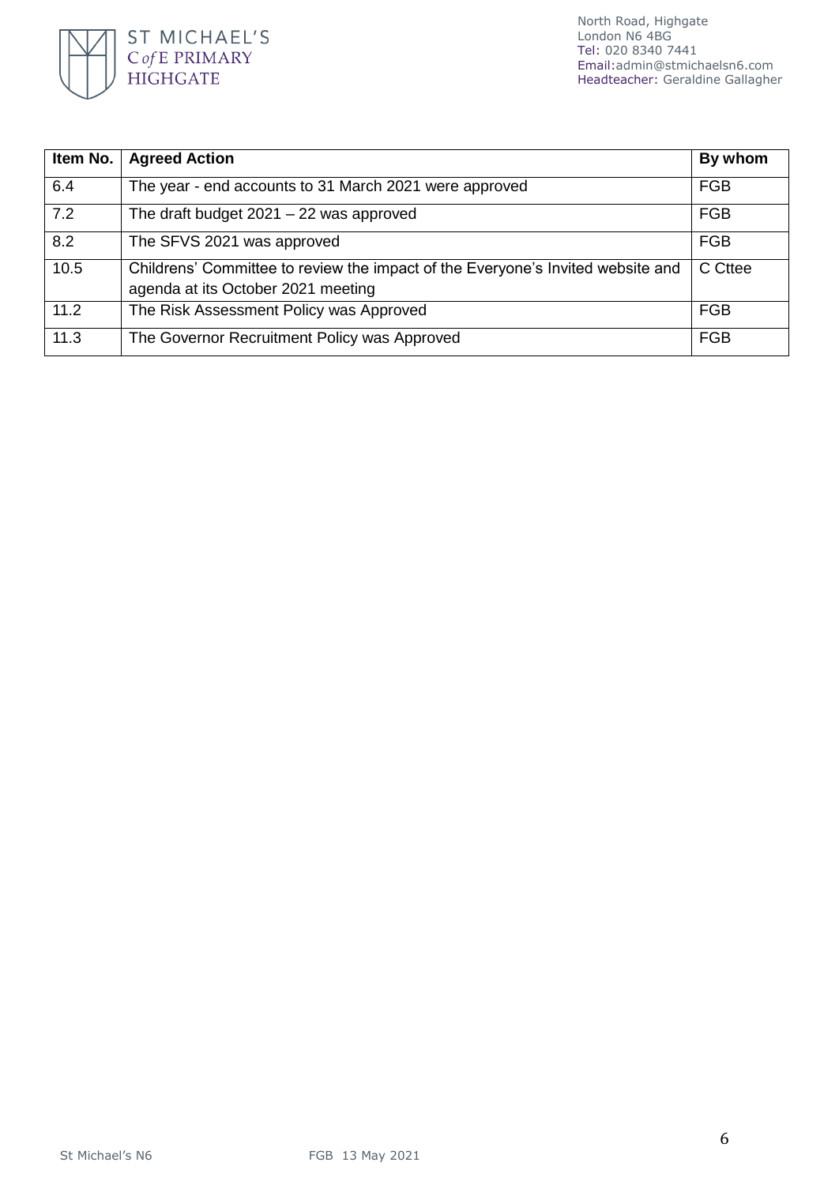| Item No. | Agreed Action | By whom |
|---|---|---|
| 6.4 | The year - end accounts to 31 March 2021 were approved | FGB |
| 7.2 | The draft budget 2021 – 22 was approved | FGB |
| 8.2 | The SFVS 2021 was approved | FGB |
| 10.5 | Childrens' Committee to review the impact of the Everyone's Invited website and agenda at its October 2021 meeting | C Cttee |
| 11.2 | The Risk Assessment Policy was Approved | FGB |
| 11.3 | The Governor Recruitment Policy was Approved | FGB |